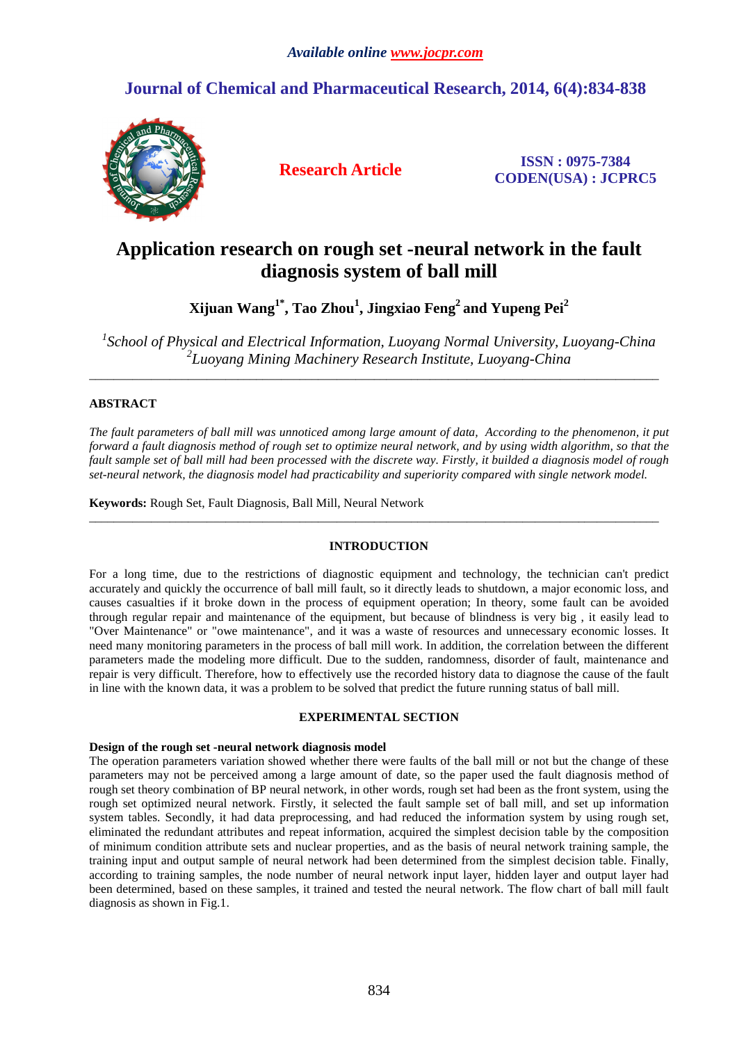# Application research on rough set -neural network in the fault diagnosis system of ball mill

**Xijuan Wang[1*], Tao Zhou[1], Jingxiao Feng[2] and Yupeng Pei[2]**

[1]*School of Physical and Electrical Information, Luoyang Normal University, Luoyang-China*
[2]*Luoyang Mining Machinery Research Institute, Luoyang-China*

---

## ABSTRACT

*The fault parameters of ball mill was unnoticed among large amount of data, According to the phenomenon, it put forward a fault diagnosis method of rough set to optimize neural network, and by using width algorithm, so that the fault sample set of ball mill had been processed with the discrete way. Firstly, it builded a diagnosis model of rough set-neural network, the diagnosis model had practicability and superiority compared with single network model.*

**Keywords:** Rough Set, Fault Diagnosis, Ball Mill, Neural Network

---

## INTRODUCTION

For a long time, due to the restrictions of diagnostic equipment and technology, the technician can't predict accurately and quickly the occurrence of ball mill fault, so it directly leads to shutdown, a major economic loss, and causes casualties if it broke down in the process of equipment operation; In theory, some fault can be avoided through regular repair and maintenance of the equipment, but because of blindness is very big , it easily lead to "Over Maintenance" or "owe maintenance", and it was a waste of resources and unnecessary economic losses. It need many monitoring parameters in the process of ball mill work. In addition, the correlation between the different parameters made the modeling more difficult. Due to the sudden, randomness, disorder of fault, maintenance and repair is very difficult. Therefore, how to effectively use the recorded history data to diagnose the cause of the fault in line with the known data, it was a problem to be solved that predict the future running status of ball mill.

## EXPERIMENTAL SECTION

### Design of the rough set -neural network diagnosis model

The operation parameters variation showed whether there were faults of the ball mill or not but the change of these parameters may not be perceived among a large amount of date, so the paper used the fault diagnosis method of rough set theory combination of BP neural network, in other words, rough set had been as the front system, using the rough set optimized neural network. Firstly, it selected the fault sample set of ball mill, and set up information system tables. Secondly, it had data preprocessing, and had reduced the information system by using rough set, eliminated the redundant attributes and repeat information, acquired the simplest decision table by the composition of minimum condition attribute sets and nuclear properties, and as the basis of neural network training sample, the training input and output sample of neural network had been determined from the simplest decision table. Finally, according to training samples, the node number of neural network input layer, hidden layer and output layer had been determined, based on these samples, it trained and tested the neural network. The flow chart of ball mill fault diagnosis as shown in Fig.1.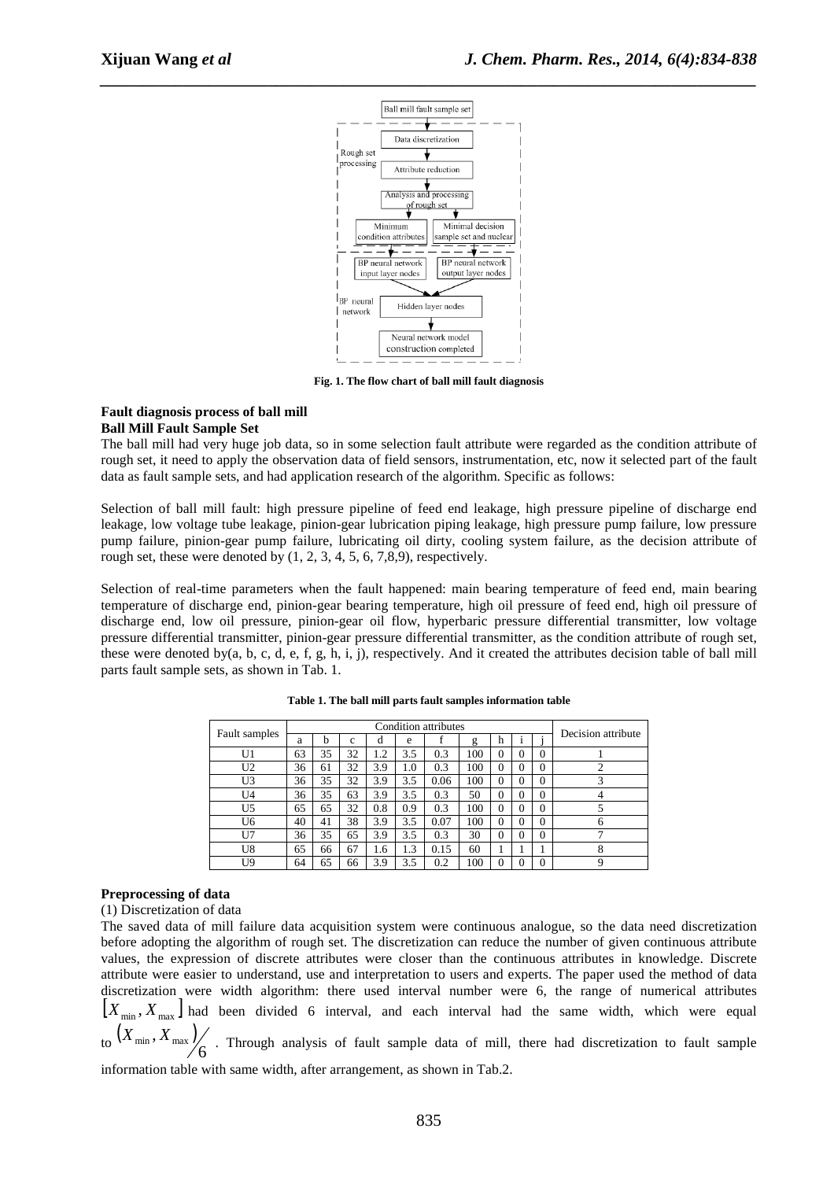Fig. 1. The flow chart of ball mill fault diagnosis

**Fault diagnosis process of ball mill**

**Ball Mill Fault Sample Set**

The ball mill had very huge job data, so in some selection fault attribute were regarded as the condition attribute of rough set, it need to apply the observation data of field sensors, instrumentation, etc, now it selected part of the fault data as fault sample sets, and had application research of the algorithm. Specific as follows:

Selection of ball mill fault: high pressure pipeline of feed end leakage, high pressure pipeline of discharge end leakage, low voltage tube leakage, pinion-gear lubrication piping leakage, high pressure pump failure, low pressure pump failure, pinion-gear pump failure, lubricating oil dirty, cooling system failure, as the decision attribute of rough set, these were denoted by (1, 2, 3, 4, 5, 6, 7,8,9), respectively.

Selection of real-time parameters when the fault happened: main bearing temperature of feed end, main bearing temperature of discharge end, pinion-gear bearing temperature, high oil pressure of feed end, high oil pressure of discharge end, low oil pressure, pinion-gear oil flow, hyperbaric pressure differential transmitter, low voltage pressure differential transmitter, pinion-gear pressure differential transmitter, as the condition attribute of rough set, these were denoted by(a, b, c, d, e, f, g, h, i, j), respectively. And it created the attributes decision table of ball mill parts fault sample sets, as shown in Tab. 1.

**Table 1. The ball mill parts fault samples information table**

| Fault samples | Condition attributes | | | | | | | | | | Decision attribute |
|---|---|---|---|---|---|---|---|---|---|---|---|
| | a | b | c | d | e | f | g | h | i | j | |
| U1 | 63 | 35 | 32 | 1.2 | 3.5 | 0.3 | 100 | 0 | 0 | 0 | 1 |
| U2 | 36 | 61 | 32 | 3.9 | 1.0 | 0.3 | 100 | 0 | 0 | 0 | 2 |
| U3 | 36 | 35 | 32 | 3.9 | 3.5 | 0.06 | 100 | 0 | 0 | 0 | 3 |
| U4 | 36 | 35 | 63 | 3.9 | 3.5 | 0.3 | 50 | 0 | 0 | 0 | 4 |
| U5 | 65 | 65 | 32 | 0.8 | 0.9 | 0.3 | 100 | 0 | 0 | 0 | 5 |
| U6 | 40 | 41 | 38 | 3.9 | 3.5 | 0.07 | 100 | 0 | 0 | 0 | 6 |
| U7 | 36 | 35 | 65 | 3.9 | 3.5 | 0.3 | 30 | 0 | 0 | 0 | 7 |
| U8 | 65 | 66 | 67 | 1.6 | 1.3 | 0.15 | 60 | 1 | 1 | 1 | 8 |
| U9 | 64 | 65 | 66 | 3.9 | 3.5 | 0.2 | 100 | 0 | 0 | 0 | 9 |

**Preprocessing of data**

(1) Discretization of data

The saved data of mill failure data acquisition system were continuous analogue, so the data need discretization before adopting the algorithm of rough set. The discretization can reduce the number of given continuous attribute values, the expression of discrete attributes were closer than the continuous attributes in knowledge. Discrete attribute were easier to understand, use and interpretation to users and experts. The paper used the method of data discretization were width algorithm: there used interval number were 6, the range of numerical attributes $[X_{\min}, X_{\max}]$ had been divided 6 interval, and each interval had the same width, which were equal to $(X_{\min}, X_{\max})/6$. Through analysis of fault sample data of mill, there had discretization to fault sample information table with same width, after arrangement, as shown in Tab.2.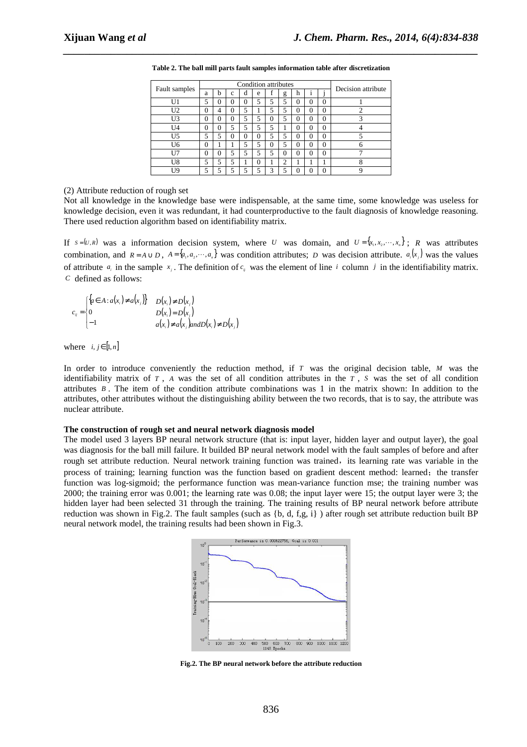**Table 2. The ball mill parts fault samples information table after discretization**

| Fault samples | Condition attributes | | | | | | | | | | Decision attribute |
|---|---|---|---|---|---|---|---|---|---|---|---|
| | a | b | c | d | e | f | g | h | i | j | |
| U1 | 5 | 0 | 0 | 0 | 5 | 5 | 5 | 0 | 0 | 0 | 1 |
| U2 | 0 | 4 | 0 | 5 | 1 | 5 | 5 | 0 | 0 | 0 | 2 |
| U3 | 0 | 0 | 0 | 5 | 5 | 0 | 5 | 0 | 0 | 0 | 3 |
| U4 | 0 | 0 | 5 | 5 | 5 | 5 | 1 | 0 | 0 | 0 | 4 |
| U5 | 5 | 5 | 0 | 0 | 0 | 5 | 5 | 0 | 0 | 0 | 5 |
| U6 | 0 | 1 | 1 | 5 | 5 | 0 | 5 | 0 | 0 | 0 | 6 |
| U7 | 0 | 0 | 5 | 5 | 5 | 5 | 0 | 0 | 0 | 0 | 7 |
| U8 | 5 | 5 | 5 | 1 | 0 | 1 | 2 | 1 | 1 | 1 | 8 |
| U9 | 5 | 5 | 5 | 5 | 5 | 3 | 5 | 0 | 0 | 0 | 9 |

(2) Attribute reduction of rough set

Not all knowledge in the knowledge base were indispensable, at the same time, some knowledge was useless for knowledge decision, even it was redundant, it had counterproductive to the fault diagnosis of knowledge reasoning. There used reduction algorithm based on identifiability matrix.

If $S=(U,R)$ was a information decision system, where $U$ was domain, and $U=\{x_1,x_2,\cdots,x_n\}$; $R$ was attributes combination, and $R=A\cup D$, $A=\{a_1,a_2,\cdots,a_n\}$ was condition attributes; $D$ was decision attribute. $a_i(x_j)$ was the values of attribute $a_i$ in the sample $x_j$. The definition of $c_{ij}$ was the element of line $i$ column $j$ in the identifiability matrix. $C$ defined as follows:

$$c_{ij}=\begin{cases}\{a\in A: a(x_i)\neq a(x_j)\} & D(x_i)\neq D(x_j)\\ 0 & D(x_i)=D(x_j)\\ -1 & a(x_i)\neq a(x_j) and D(x_i)\neq D(x_j)\end{cases}$$

where $i,j\in[1,n]$

In order to introduce conveniently the reduction method, if $T$ was the original decision table, $M$ was the identifiability matrix of $T$, $A$ was the set of all condition attributes in the $T$, $S$ was the set of all condition attributes $B$. The item of the condition attribute combinations was 1 in the matrix shown: In addition to the attributes, other attributes without the distinguishing ability between the two records, that is to say, the attribute was nuclear attribute.

**The construction of rough set and neural network diagnosis model**

The model used 3 layers BP neural network structure (that is: input layer, hidden layer and output layer), the goal was diagnosis for the ball mill failure. It builded BP neural network model with the fault samples of before and after rough set attribute reduction. Neural network training function was trained，its learning rate was variable in the process of training; learning function was the function based on gradient descent method: learned；the transfer function was log-sigmoid; the performance function was mean-variance function mse; the training number was 2000; the training error was 0.001; the learning rate was 0.08; the input layer were 15; the output layer were 3; the hidden layer had been selected 31 through the training. The training results of BP neural network before attribute reduction was shown in Fig.2. The fault samples (such as {b, d, f,g, i} ) after rough set attribute reduction built BP neural network model, the training results had been shown in Fig.3.

**Fig.2. The BP neural network before the attribute reduction**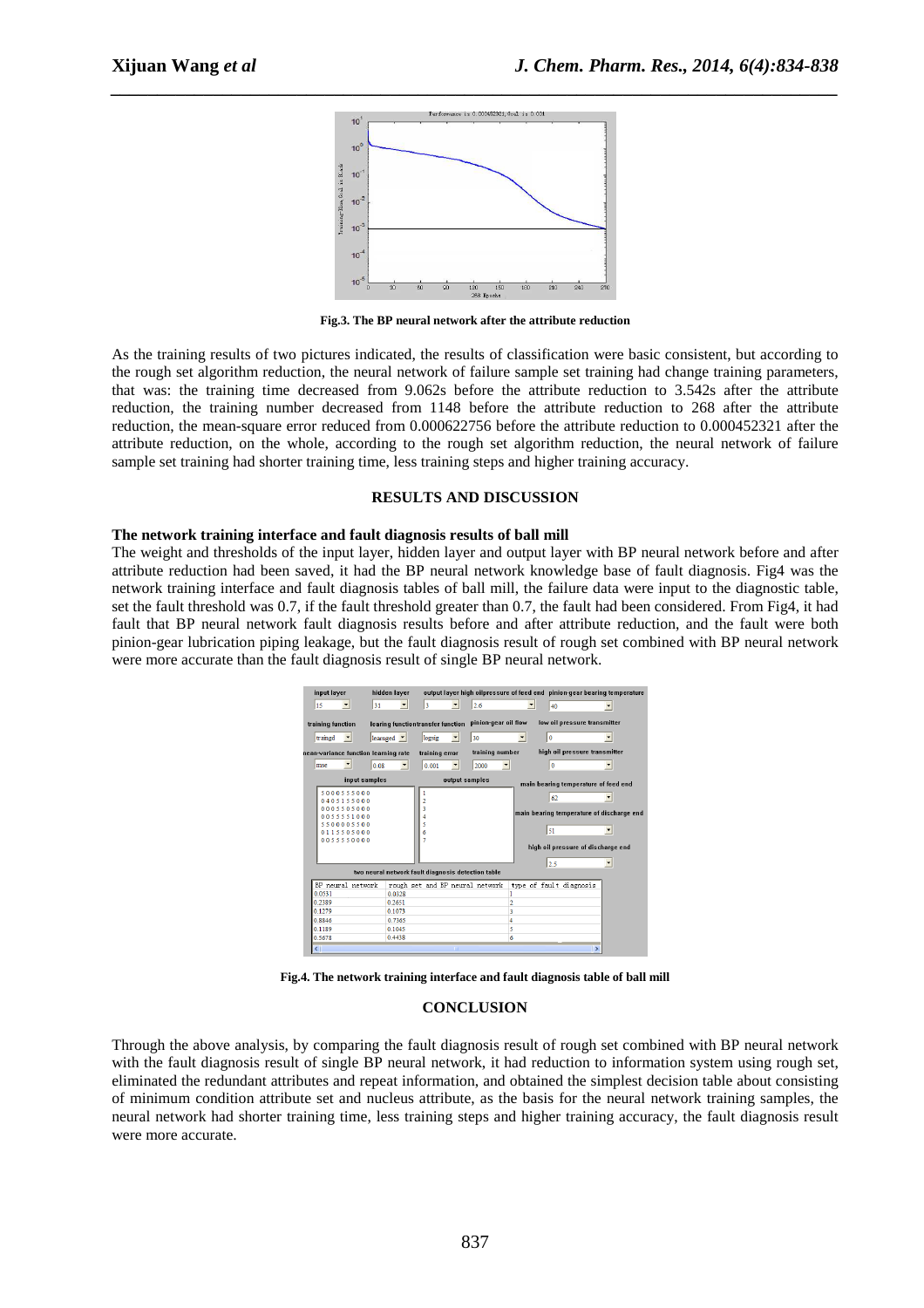Fig.3. The BP neural network after the attribute reduction

As the training results of two pictures indicated, the results of classification were basic consistent, but according to the rough set algorithm reduction, the neural network of failure sample set training had change training parameters, that was: the training time decreased from 9.062s before the attribute reduction to 3.542s after the attribute reduction, the training number decreased from 1148 before the attribute reduction to 268 after the attribute reduction, the mean-square error reduced from 0.000622756 before the attribute reduction to 0.000452321 after the attribute reduction, on the whole, according to the rough set algorithm reduction, the neural network of failure sample set training had shorter training time, less training steps and higher training accuracy.

## RESULTS AND DISCUSSION

### The network training interface and fault diagnosis results of ball mill

The weight and thresholds of the input layer, hidden layer and output layer with BP neural network before and after attribute reduction had been saved, it had the BP neural network knowledge base of fault diagnosis. Fig4 was the network training interface and fault diagnosis tables of ball mill, the failure data were input to the diagnostic table, set the fault threshold was 0.7, if the fault threshold greater than 0.7, the fault had been considered. From Fig4, it had fault that BP neural network fault diagnosis results before and after attribute reduction, and the fault were both pinion-gear lubrication piping leakage, but the fault diagnosis result of rough set combined with BP neural network were more accurate than the fault diagnosis result of single BP neural network.

Fig.4. The network training interface and fault diagnosis table of ball mill

## CONCLUSION

Through the above analysis, by comparing the fault diagnosis result of rough set combined with BP neural network with the fault diagnosis result of single BP neural network, it had reduction to information system using rough set, eliminated the redundant attributes and repeat information, and obtained the simplest decision table about consisting of minimum condition attribute set and nucleus attribute, as the basis for the neural network training samples, the neural network had shorter training time, less training steps and higher training accuracy, the fault diagnosis result were more accurate.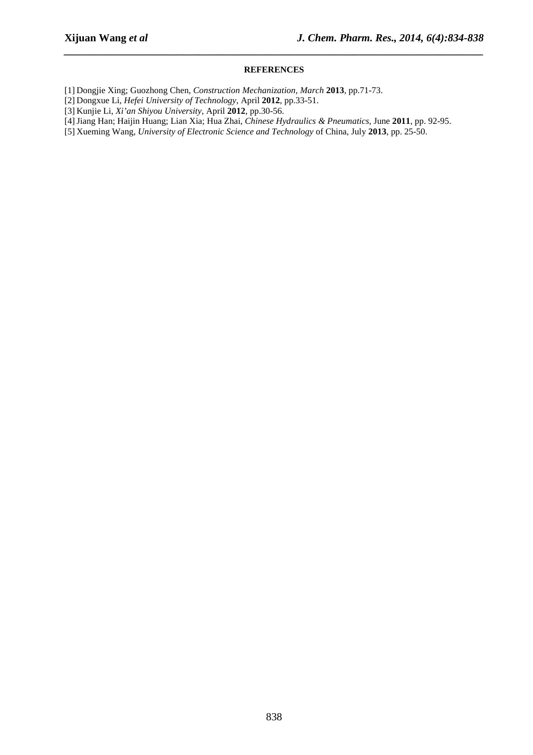## REFERENCES

[1] Dongjie Xing; Guozhong Chen, *Construction Mechanization, March* **2013**, pp.71-73.
[2] Dongxue Li, *Hefei University of Technology*, April **2012**, pp.33-51.
[3] Kunjie Li, *Xi'an Shiyou University*, April **2012**, pp.30-56.
[4] Jiang Han; Haijin Huang; Lian Xia; Hua Zhai, *Chinese Hydraulics & Pneumatics*, June **2011**, pp. 92-95.
[5] Xueming Wang, *University of Electronic Science and Technology* of China, July **2013**, pp. 25-50.